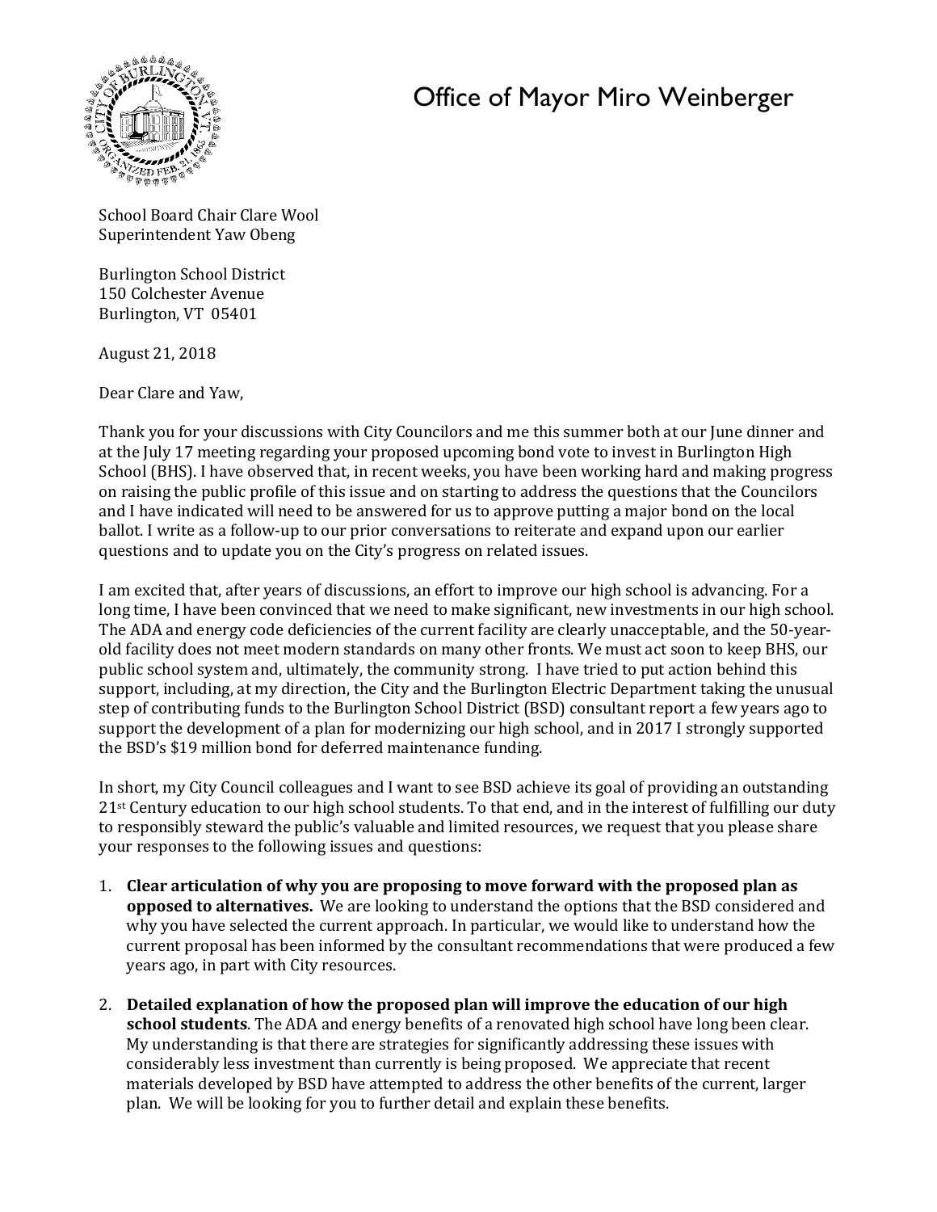# Office of Mayor Miro Weinberger

School Board Chair Clare Wool
Superintendent Yaw Obeng

Burlington School District
150 Colchester Avenue
Burlington, VT 05401

August 21, 2018

Dear Clare and Yaw,

Thank you for your discussions with City Councilors and me this summer both at our June dinner and at the July 17 meeting regarding your proposed upcoming bond vote to invest in Burlington High School (BHS). I have observed that, in recent weeks, you have been working hard and making progress on raising the public profile of this issue and on starting to address the questions that the Councilors and I have indicated will need to be answered for us to approve putting a major bond on the local ballot. I write as a follow-up to our prior conversations to reiterate and expand upon our earlier questions and to update you on the City's progress on related issues.

I am excited that, after years of discussions, an effort to improve our high school is advancing. For a long time, I have been convinced that we need to make significant, new investments in our high school. The ADA and energy code deficiencies of the current facility are clearly unacceptable, and the 50-year-old facility does not meet modern standards on many other fronts. We must act soon to keep BHS, our public school system and, ultimately, the community strong. I have tried to put action behind this support, including, at my direction, the City and the Burlington Electric Department taking the unusual step of contributing funds to the Burlington School District (BSD) consultant report a few years ago to support the development of a plan for modernizing our high school, and in 2017 I strongly supported the BSD's $19 million bond for deferred maintenance funding.

In short, my City Council colleagues and I want to see BSD achieve its goal of providing an outstanding 21st Century education to our high school students. To that end, and in the interest of fulfilling our duty to responsibly steward the public's valuable and limited resources, we request that you please share your responses to the following issues and questions:

1. **Clear articulation of why you are proposing to move forward with the proposed plan as opposed to alternatives.** We are looking to understand the options that the BSD considered and why you have selected the current approach. In particular, we would like to understand how the current proposal has been informed by the consultant recommendations that were produced a few years ago, in part with City resources.

2. **Detailed explanation of how the proposed plan will improve the education of our high school students**. The ADA and energy benefits of a renovated high school have long been clear. My understanding is that there are strategies for significantly addressing these issues with considerably less investment than currently is being proposed. We appreciate that recent materials developed by BSD have attempted to address the other benefits of the current, larger plan. We will be looking for you to further detail and explain these benefits.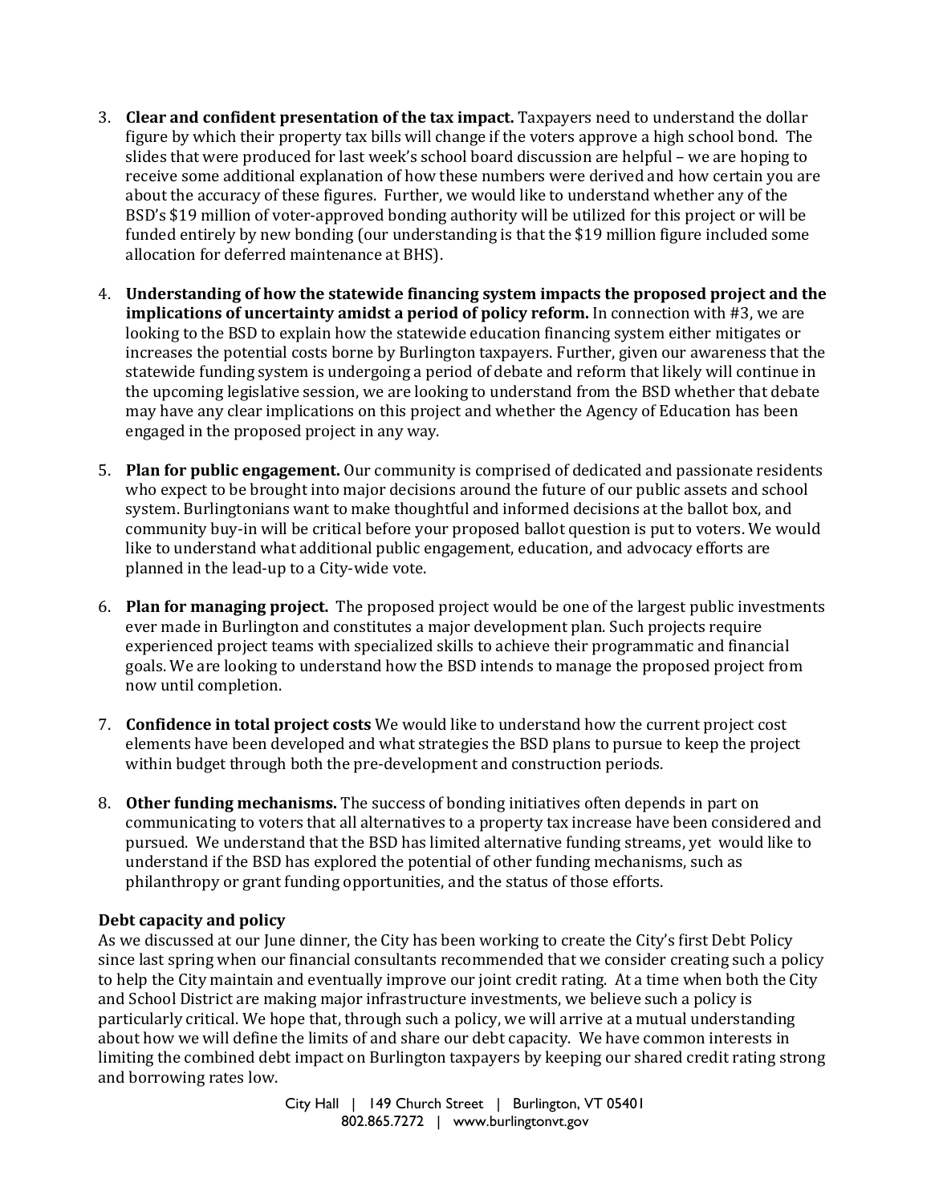3. **Clear and confident presentation of the tax impact.** Taxpayers need to understand the dollar figure by which their property tax bills will change if the voters approve a high school bond. The slides that were produced for last week's school board discussion are helpful – we are hoping to receive some additional explanation of how these numbers were derived and how certain you are about the accuracy of these figures. Further, we would like to understand whether any of the BSD's $19 million of voter-approved bonding authority will be utilized for this project or will be funded entirely by new bonding (our understanding is that the $19 million figure included some allocation for deferred maintenance at BHS).

4. **Understanding of how the statewide financing system impacts the proposed project and the implications of uncertainty amidst a period of policy reform.** In connection with #3, we are looking to the BSD to explain how the statewide education financing system either mitigates or increases the potential costs borne by Burlington taxpayers. Further, given our awareness that the statewide funding system is undergoing a period of debate and reform that likely will continue in the upcoming legislative session, we are looking to understand from the BSD whether that debate may have any clear implications on this project and whether the Agency of Education has been engaged in the proposed project in any way.

5. **Plan for public engagement.** Our community is comprised of dedicated and passionate residents who expect to be brought into major decisions around the future of our public assets and school system. Burlingtonians want to make thoughtful and informed decisions at the ballot box, and community buy-in will be critical before your proposed ballot question is put to voters. We would like to understand what additional public engagement, education, and advocacy efforts are planned in the lead-up to a City-wide vote.

6. **Plan for managing project.** The proposed project would be one of the largest public investments ever made in Burlington and constitutes a major development plan. Such projects require experienced project teams with specialized skills to achieve their programmatic and financial goals. We are looking to understand how the BSD intends to manage the proposed project from now until completion.

7. **Confidence in total project costs** We would like to understand how the current project cost elements have been developed and what strategies the BSD plans to pursue to keep the project within budget through both the pre-development and construction periods.

8. **Other funding mechanisms.** The success of bonding initiatives often depends in part on communicating to voters that all alternatives to a property tax increase have been considered and pursued. We understand that the BSD has limited alternative funding streams, yet would like to understand if the BSD has explored the potential of other funding mechanisms, such as philanthropy or grant funding opportunities, and the status of those efforts.

**Debt capacity and policy**

As we discussed at our June dinner, the City has been working to create the City's first Debt Policy since last spring when our financial consultants recommended that we consider creating such a policy to help the City maintain and eventually improve our joint credit rating. At a time when both the City and School District are making major infrastructure investments, we believe such a policy is particularly critical. We hope that, through such a policy, we will arrive at a mutual understanding about how we will define the limits of and share our debt capacity. We have common interests in limiting the combined debt impact on Burlington taxpayers by keeping our shared credit rating strong and borrowing rates low.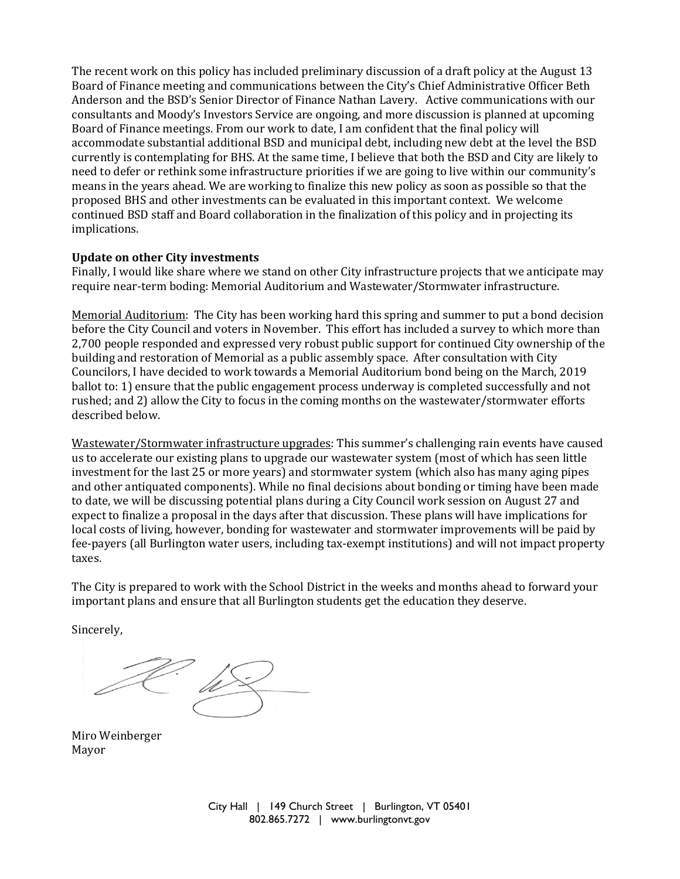The recent work on this policy has included preliminary discussion of a draft policy at the August 13 Board of Finance meeting and communications between the City's Chief Administrative Officer Beth Anderson and the BSD's Senior Director of Finance Nathan Lavery. Active communications with our consultants and Moody's Investors Service are ongoing, and more discussion is planned at upcoming Board of Finance meetings. From our work to date, I am confident that the final policy will accommodate substantial additional BSD and municipal debt, including new debt at the level the BSD currently is contemplating for BHS. At the same time, I believe that both the BSD and City are likely to need to defer or rethink some infrastructure priorities if we are going to live within our community's means in the years ahead. We are working to finalize this new policy as soon as possible so that the proposed BHS and other investments can be evaluated in this important context. We welcome continued BSD staff and Board collaboration in the finalization of this policy and in projecting its implications.

**Update on other City investments**

Finally, I would like share where we stand on other City infrastructure projects that we anticipate may require near-term boding: Memorial Auditorium and Wastewater/Stormwater infrastructure.

Memorial Auditorium: The City has been working hard this spring and summer to put a bond decision before the City Council and voters in November. This effort has included a survey to which more than 2,700 people responded and expressed very robust public support for continued City ownership of the building and restoration of Memorial as a public assembly space. After consultation with City Councilors, I have decided to work towards a Memorial Auditorium bond being on the March, 2019 ballot to: 1) ensure that the public engagement process underway is completed successfully and not rushed; and 2) allow the City to focus in the coming months on the wastewater/stormwater efforts described below.

Wastewater/Stormwater infrastructure upgrades: This summer's challenging rain events have caused us to accelerate our existing plans to upgrade our wastewater system (most of which has seen little investment for the last 25 or more years) and stormwater system (which also has many aging pipes and other antiquated components). While no final decisions about bonding or timing have been made to date, we will be discussing potential plans during a City Council work session on August 27 and expect to finalize a proposal in the days after that discussion. These plans will have implications for local costs of living, however, bonding for wastewater and stormwater improvements will be paid by fee-payers (all Burlington water users, including tax-exempt institutions) and will not impact property taxes.

The City is prepared to work with the School District in the weeks and months ahead to forward your important plans and ensure that all Burlington students get the education they deserve.

Sincerely,

Miro Weinberger
Mayor

City Hall | 149 Church Street | Burlington, VT 05401
802.865.7272 | www.burlingtonvt.gov